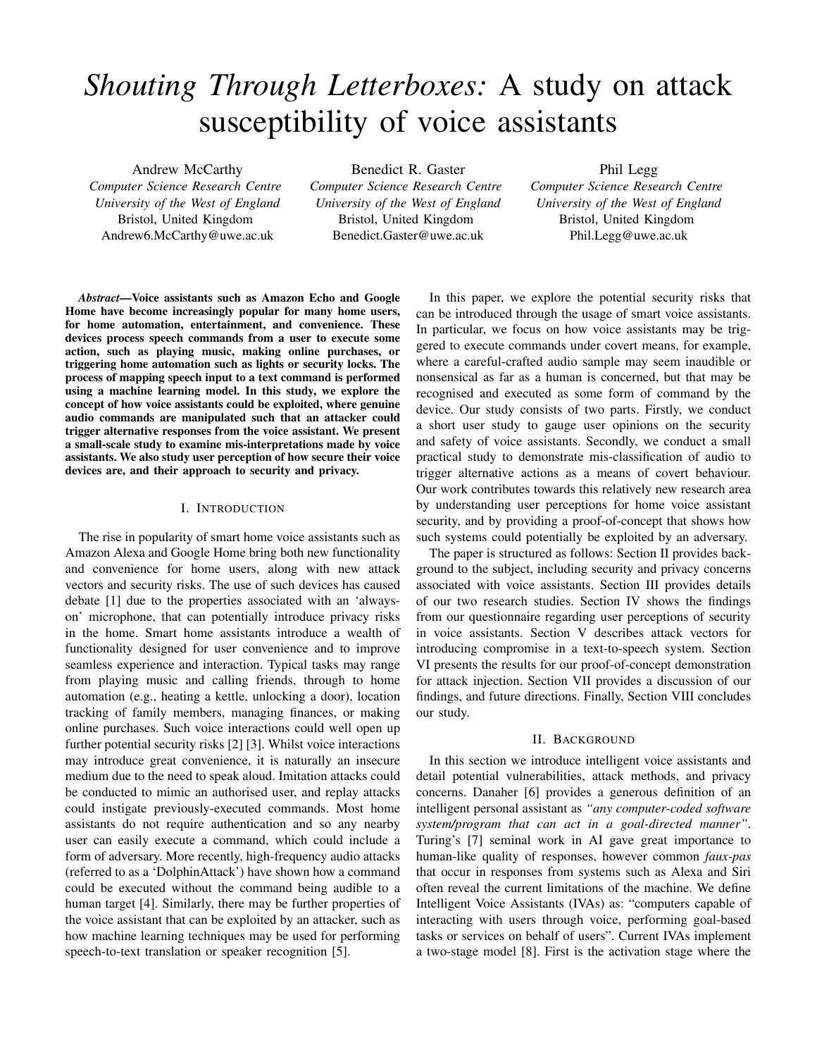# *Shouting Through Letterboxes:* A study on attack susceptibility of voice assistants

Andrew McCarthy
*Computer Science Research Centre*
*University of the West of England*
Bristol, United Kingdom
Andrew6.McCarthy@uwe.ac.uk

Benedict R. Gaster
*Computer Science Research Centre*
*University of the West of England*
Bristol, United Kingdom
Benedict.Gaster@uwe.ac.uk

Phil Legg
*Computer Science Research Centre*
*University of the West of England*
Bristol, United Kingdom
Phil.Legg@uwe.ac.uk

***Abstract*—Voice assistants such as Amazon Echo and Google Home have become increasingly popular for many home users, for home automation, entertainment, and convenience. These devices process speech commands from a user to execute some action, such as playing music, making online purchases, or triggering home automation such as lights or security locks. The process of mapping speech input to a text command is performed using a machine learning model. In this study, we explore the concept of how voice assistants could be exploited, where genuine audio commands are manipulated such that an attacker could trigger alternative responses from the voice assistant. We present a small-scale study to examine mis-interpretations made by voice assistants. We also study user perception of how secure their voice devices are, and their approach to security and privacy.**

## I. Introduction

The rise in popularity of smart home voice assistants such as Amazon Alexa and Google Home bring both new functionality and convenience for home users, along with new attack vectors and security risks. The use of such devices has caused debate [1] due to the properties associated with an 'always-on' microphone, that can potentially introduce privacy risks in the home. Smart home assistants introduce a wealth of functionality designed for user convenience and to improve seamless experience and interaction. Typical tasks may range from playing music and calling friends, through to home automation (e.g., heating a kettle, unlocking a door), location tracking of family members, managing finances, or making online purchases. Such voice interactions could well open up further potential security risks [2] [3]. Whilst voice interactions may introduce great convenience, it is naturally an insecure medium due to the need to speak aloud. Imitation attacks could be conducted to mimic an authorised user, and replay attacks could instigate previously-executed commands. Most home assistants do not require authentication and so any nearby user can easily execute a command, which could include a form of adversary. More recently, high-frequency audio attacks (referred to as a 'DolphinAttack') have shown how a command could be executed without the command being audible to a human target [4]. Similarly, there may be further properties of the voice assistant that can be exploited by an attacker, such as how machine learning techniques may be used for performing speech-to-text translation or speaker recognition [5].

In this paper, we explore the potential security risks that can be introduced through the usage of smart voice assistants. In particular, we focus on how voice assistants may be triggered to execute commands under covert means, for example, where a careful-crafted audio sample may seem inaudible or nonsensical as far as a human is concerned, but that may be recognised and executed as some form of command by the device. Our study consists of two parts. Firstly, we conduct a short user study to gauge user opinions on the security and safety of voice assistants. Secondly, we conduct a small practical study to demonstrate mis-classification of audio to trigger alternative actions as a means of covert behaviour. Our work contributes towards this relatively new research area by understanding user perceptions for home voice assistant security, and by providing a proof-of-concept that shows how such systems could potentially be exploited by an adversary.

The paper is structured as follows: Section II provides background to the subject, including security and privacy concerns associated with voice assistants. Section III provides details of our two research studies. Section IV shows the findings from our questionnaire regarding user perceptions of security in voice assistants. Section V describes attack vectors for introducing compromise in a text-to-speech system. Section VI presents the results for our proof-of-concept demonstration for attack injection. Section VII provides a discussion of our findings, and future directions. Finally, Section VIII concludes our study.

## II. Background

In this section we introduce intelligent voice assistants and detail potential vulnerabilities, attack methods, and privacy concerns. Danaher [6] provides a generous definition of an intelligent personal assistant as *"any computer-coded software system/program that can act in a goal-directed manner"*. Turing's [7] seminal work in AI gave great importance to human-like quality of responses, however common *faux-pas* that occur in responses from systems such as Alexa and Siri often reveal the current limitations of the machine. We define Intelligent Voice Assistants (IVAs) as: "computers capable of interacting with users through voice, performing goal-based tasks or services on behalf of users". Current IVAs implement a two-stage model [8]. First is the activation stage where the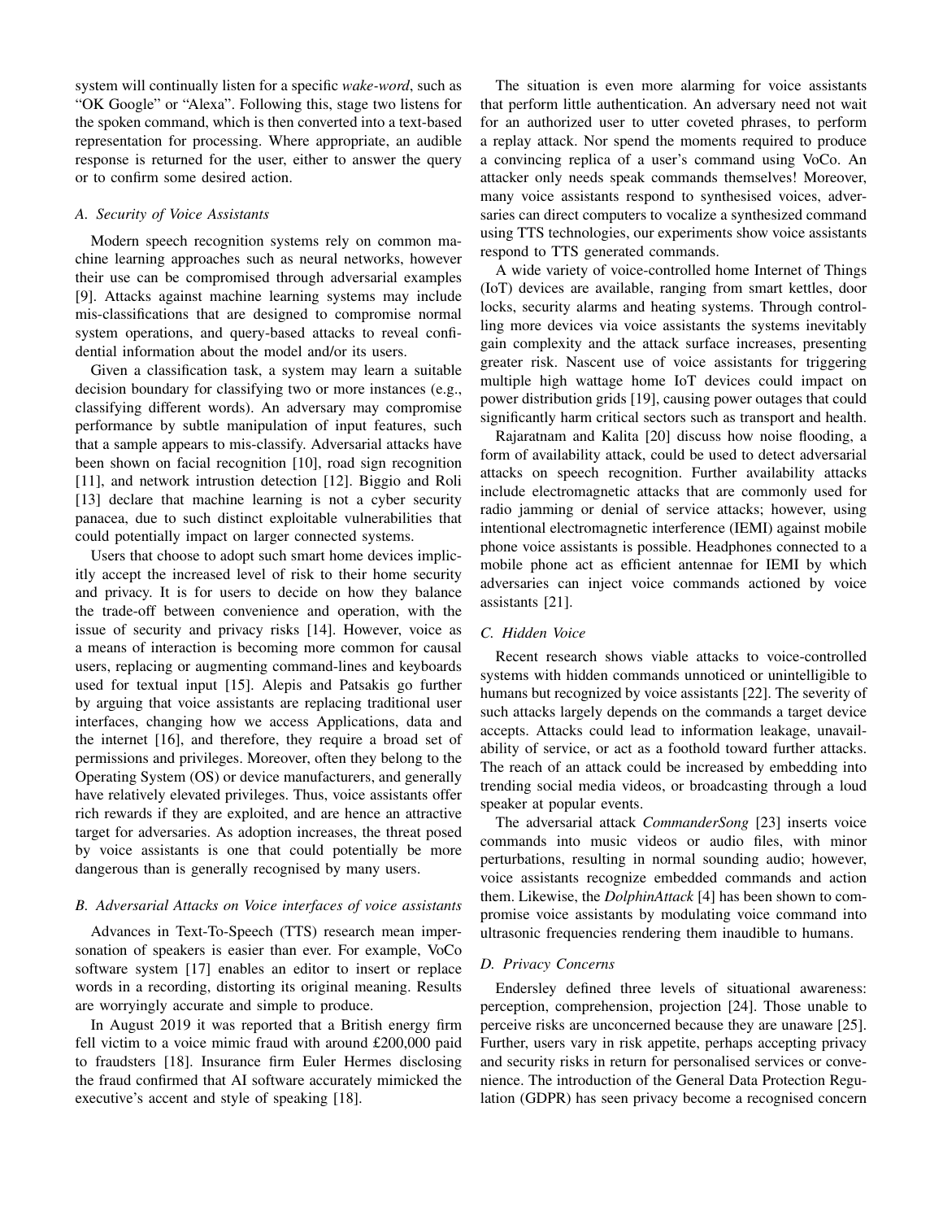system will continually listen for a specific *wake-word*, such as "OK Google" or "Alexa". Following this, stage two listens for the spoken command, which is then converted into a text-based representation for processing. Where appropriate, an audible response is returned for the user, either to answer the query or to confirm some desired action.

### A. Security of Voice Assistants

Modern speech recognition systems rely on common machine learning approaches such as neural networks, however their use can be compromised through adversarial examples [9]. Attacks against machine learning systems may include mis-classifications that are designed to compromise normal system operations, and query-based attacks to reveal confidential information about the model and/or its users.

Given a classification task, a system may learn a suitable decision boundary for classifying two or more instances (e.g., classifying different words). An adversary may compromise performance by subtle manipulation of input features, such that a sample appears to mis-classify. Adversarial attacks have been shown on facial recognition [10], road sign recognition [11], and network intrustion detection [12]. Biggio and Roli [13] declare that machine learning is not a cyber security panacea, due to such distinct exploitable vulnerabilities that could potentially impact on larger connected systems.

Users that choose to adopt such smart home devices implicitly accept the increased level of risk to their home security and privacy. It is for users to decide on how they balance the trade-off between convenience and operation, with the issue of security and privacy risks [14]. However, voice as a means of interaction is becoming more common for causal users, replacing or augmenting command-lines and keyboards used for textual input [15]. Alepis and Patsakis go further by arguing that voice assistants are replacing traditional user interfaces, changing how we access Applications, data and the internet [16], and therefore, they require a broad set of permissions and privileges. Moreover, often they belong to the Operating System (OS) or device manufacturers, and generally have relatively elevated privileges. Thus, voice assistants offer rich rewards if they are exploited, and are hence an attractive target for adversaries. As adoption increases, the threat posed by voice assistants is one that could potentially be more dangerous than is generally recognised by many users.

### B. Adversarial Attacks on Voice interfaces of voice assistants

Advances in Text-To-Speech (TTS) research mean impersonation of speakers is easier than ever. For example, VoCo software system [17] enables an editor to insert or replace words in a recording, distorting its original meaning. Results are worryingly accurate and simple to produce.

In August 2019 it was reported that a British energy firm fell victim to a voice mimic fraud with around £200,000 paid to fraudsters [18]. Insurance firm Euler Hermes disclosing the fraud confirmed that AI software accurately mimicked the executive's accent and style of speaking [18].

The situation is even more alarming for voice assistants that perform little authentication. An adversary need not wait for an authorized user to utter coveted phrases, to perform a replay attack. Nor spend the moments required to produce a convincing replica of a user's command using VoCo. An attacker only needs speak commands themselves! Moreover, many voice assistants respond to synthesised voices, adversaries can direct computers to vocalize a synthesized command using TTS technologies, our experiments show voice assistants respond to TTS generated commands.

A wide variety of voice-controlled home Internet of Things (IoT) devices are available, ranging from smart kettles, door locks, security alarms and heating systems. Through controlling more devices via voice assistants the systems inevitably gain complexity and the attack surface increases, presenting greater risk. Nascent use of voice assistants for triggering multiple high wattage home IoT devices could impact on power distribution grids [19], causing power outages that could significantly harm critical sectors such as transport and health.

Rajaratnam and Kalita [20] discuss how noise flooding, a form of availability attack, could be used to detect adversarial attacks on speech recognition. Further availability attacks include electromagnetic attacks that are commonly used for radio jamming or denial of service attacks; however, using intentional electromagnetic interference (IEMI) against mobile phone voice assistants is possible. Headphones connected to a mobile phone act as efficient antennae for IEMI by which adversaries can inject voice commands actioned by voice assistants [21].

### C. Hidden Voice

Recent research shows viable attacks to voice-controlled systems with hidden commands unnoticed or unintelligible to humans but recognized by voice assistants [22]. The severity of such attacks largely depends on the commands a target device accepts. Attacks could lead to information leakage, unavailability of service, or act as a foothold toward further attacks. The reach of an attack could be increased by embedding into trending social media videos, or broadcasting through a loud speaker at popular events.

The adversarial attack *CommanderSong* [23] inserts voice commands into music videos or audio files, with minor perturbations, resulting in normal sounding audio; however, voice assistants recognize embedded commands and action them. Likewise, the *DolphinAttack* [4] has been shown to compromise voice assistants by modulating voice command into ultrasonic frequencies rendering them inaudible to humans.

### D. Privacy Concerns

Endersley defined three levels of situational awareness: perception, comprehension, projection [24]. Those unable to perceive risks are unconcerned because they are unaware [25]. Further, users vary in risk appetite, perhaps accepting privacy and security risks in return for personalised services or convenience. The introduction of the General Data Protection Regulation (GDPR) has seen privacy become a recognised concern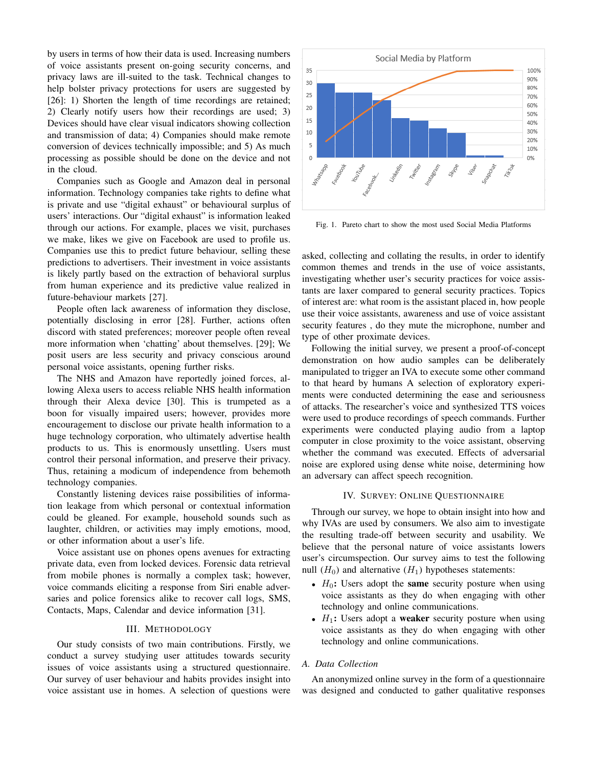by users in terms of how their data is used. Increasing numbers of voice assistants present on-going security concerns, and privacy laws are ill-suited to the task. Technical changes to help bolster privacy protections for users are suggested by [26]: 1) Shorten the length of time recordings are retained; 2) Clearly notify users how their recordings are used; 3) Devices should have clear visual indicators showing collection and transmission of data; 4) Companies should make remote conversion of devices technically impossible; and 5) As much processing as possible should be done on the device and not in the cloud.

Companies such as Google and Amazon deal in personal information. Technology companies take rights to define what is private and use "digital exhaust" or behavioural surplus of users' interactions. Our "digital exhaust" is information leaked through our actions. For example, places we visit, purchases we make, likes we give on Facebook are used to profile us. Companies use this to predict future behaviour, selling these predictions to advertisers. Their investment in voice assistants is likely partly based on the extraction of behavioral surplus from human experience and its predictive value realized in future-behaviour markets [27].

People often lack awareness of information they disclose, potentially disclosing in error [28]. Further, actions often discord with stated preferences; moreover people often reveal more information when 'chatting' about themselves. [29]; We posit users are less security and privacy conscious around personal voice assistants, opening further risks.

The NHS and Amazon have reportedly joined forces, allowing Alexa users to access reliable NHS health information through their Alexa device [30]. This is trumpeted as a boon for visually impaired users; however, provides more encouragement to disclose our private health information to a huge technology corporation, who ultimately advertise health products to us. This is enormously unsettling. Users must control their personal information, and preserve their privacy. Thus, retaining a modicum of independence from behemoth technology companies.

Constantly listening devices raise possibilities of information leakage from which personal or contextual information could be gleaned. For example, household sounds such as laughter, children, or activities may imply emotions, mood, or other information about a user's life.

Voice assistant use on phones opens avenues for extracting private data, even from locked devices. Forensic data retrieval from mobile phones is normally a complex task; however, voice commands eliciting a response from Siri enable adversaries and police forensics alike to recover call logs, SMS, Contacts, Maps, Calendar and device information [31].

## III. Methodology

Our study consists of two main contributions. Firstly, we conduct a survey studying user attitudes towards security issues of voice assistants using a structured questionnaire. Our survey of user behaviour and habits provides insight into voice assistant use in homes. A selection of questions were asked, collecting and collating the results, in order to identify common themes and trends in the use of voice assistants, investigating whether user's security practices for voice assistants are laxer compared to general security practices. Topics of interest are: what room is the assistant placed in, how people use their voice assistants, awareness and use of voice assistant security features , do they mute the microphone, number and type of other proximate devices.

Following the initial survey, we present a proof-of-concept demonstration on how audio samples can be deliberately manipulated to trigger an IVA to execute some other command to that heard by humans A selection of exploratory experiments were conducted determining the ease and seriousness of attacks. The researcher's voice and synthesized TTS voices were used to produce recordings of speech commands. Further experiments were conducted playing audio from a laptop computer in close proximity to the voice assistant, observing whether the command was executed. Effects of adversarial noise are explored using dense white noise, determining how an adversary can affect speech recognition.

Fig. 1. Pareto chart to show the most used Social Media Platforms

## IV. Survey: Online Questionnaire

Through our survey, we hope to obtain insight into how and why IVAs are used by consumers. We also aim to investigate the resulting trade-off between security and usability. We believe that the personal nature of voice assistants lowers user's circumspection. Our survey aims to test the following null ($H_0$) and alternative ($H_1$) hypotheses statements:

- $H_0$**:** Users adopt the **same** security posture when using voice assistants as they do when engaging with other technology and online communications.
- $H_1$**:** Users adopt a **weaker** security posture when using voice assistants as they do when engaging with other technology and online communications.

### A. Data Collection

An anonymized online survey in the form of a questionnaire was designed and conducted to gather qualitative responses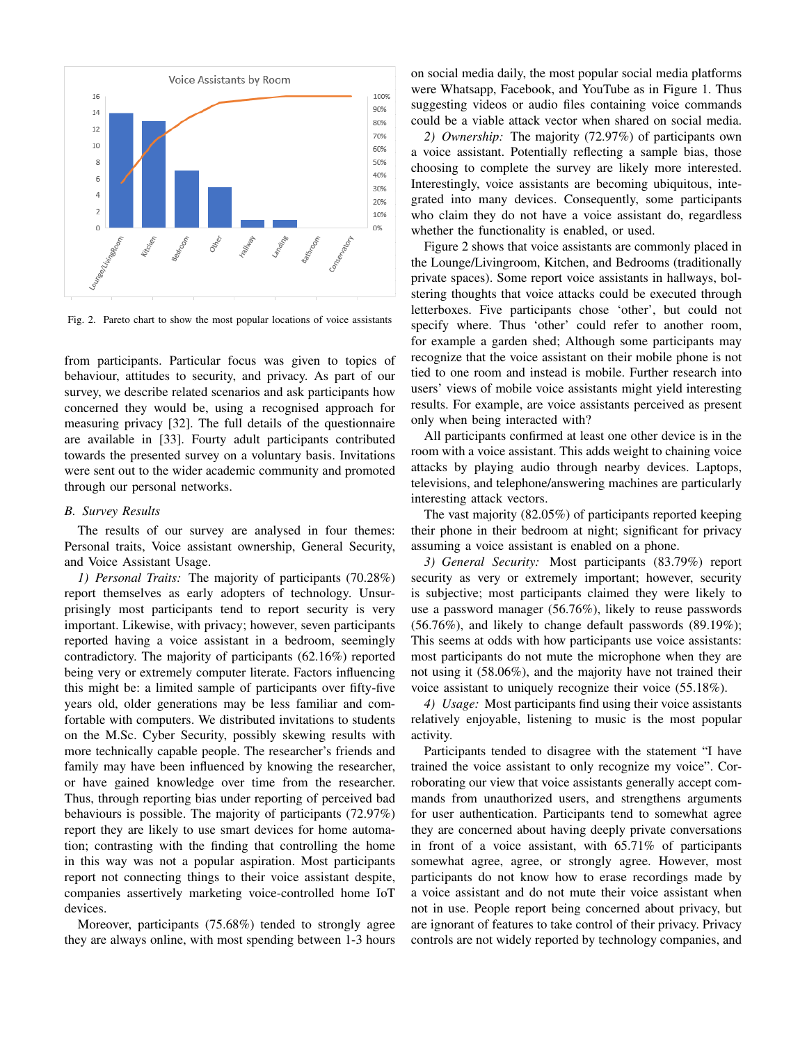Fig. 2. Pareto chart to show the most popular locations of voice assistants

from participants. Particular focus was given to topics of behaviour, attitudes to security, and privacy. As part of our survey, we describe related scenarios and ask participants how concerned they would be, using a recognised approach for measuring privacy [32]. The full details of the questionnaire are available in [33]. Fourty adult participants contributed towards the presented survey on a voluntary basis. Invitations were sent out to the wider academic community and promoted through our personal networks.

### B. Survey Results

The results of our survey are analysed in four themes: Personal traits, Voice assistant ownership, General Security, and Voice Assistant Usage.

*1) Personal Traits:* The majority of participants (70.28%) report themselves as early adopters of technology. Unsurprisingly most participants tend to report security is very important. Likewise, with privacy; however, seven participants reported having a voice assistant in a bedroom, seemingly contradictory. The majority of participants (62.16%) reported being very or extremely computer literate. Factors influencing this might be: a limited sample of participants over fifty-five years old, older generations may be less familiar and comfortable with computers. We distributed invitations to students on the M.Sc. Cyber Security, possibly skewing results with more technically capable people. The researcher's friends and family may have been influenced by knowing the researcher, or have gained knowledge over time from the researcher. Thus, through reporting bias under reporting of perceived bad behaviours is possible. The majority of participants (72.97%) report they are likely to use smart devices for home automation; contrasting with the finding that controlling the home in this way was not a popular aspiration. Most participants report not connecting things to their voice assistant despite, companies assertively marketing voice-controlled home IoT devices.

Moreover, participants (75.68%) tended to strongly agree they are always online, with most spending between 1-3 hours on social media daily, the most popular social media platforms were Whatsapp, Facebook, and YouTube as in Figure 1. Thus suggesting videos or audio files containing voice commands could be a viable attack vector when shared on social media.

*2) Ownership:* The majority (72.97%) of participants own a voice assistant. Potentially reflecting a sample bias, those choosing to complete the survey are likely more interested. Interestingly, voice assistants are becoming ubiquitous, integrated into many devices. Consequently, some participants who claim they do not have a voice assistant do, regardless whether the functionality is enabled, or used.

Figure 2 shows that voice assistants are commonly placed in the Lounge/Livingroom, Kitchen, and Bedrooms (traditionally private spaces). Some report voice assistants in hallways, bolstering thoughts that voice attacks could be executed through letterboxes. Five participants chose 'other', but could not specify where. Thus 'other' could refer to another room, for example a garden shed; Although some participants may recognize that the voice assistant on their mobile phone is not tied to one room and instead is mobile. Further research into users' views of mobile voice assistants might yield interesting results. For example, are voice assistants perceived as present only when being interacted with?

All participants confirmed at least one other device is in the room with a voice assistant. This adds weight to chaining voice attacks by playing audio through nearby devices. Laptops, televisions, and telephone/answering machines are particularly interesting attack vectors.

The vast majority (82.05%) of participants reported keeping their phone in their bedroom at night; significant for privacy assuming a voice assistant is enabled on a phone.

*3) General Security:* Most participants (83.79%) report security as very or extremely important; however, security is subjective; most participants claimed they were likely to use a password manager (56.76%), likely to reuse passwords (56.76%), and likely to change default passwords (89.19%); This seems at odds with how participants use voice assistants: most participants do not mute the microphone when they are not using it (58.06%), and the majority have not trained their voice assistant to uniquely recognize their voice (55.18%).

*4) Usage:* Most participants find using their voice assistants relatively enjoyable, listening to music is the most popular activity.

Participants tended to disagree with the statement "I have trained the voice assistant to only recognize my voice". Corroborating our view that voice assistants generally accept commands from unauthorized users, and strengthens arguments for user authentication. Participants tend to somewhat agree they are concerned about having deeply private conversations in front of a voice assistant, with 65.71% of participants somewhat agree, agree, or strongly agree. However, most participants do not know how to erase recordings made by a voice assistant and do not mute their voice assistant when not in use. People report being concerned about privacy, but are ignorant of features to take control of their privacy. Privacy controls are not widely reported by technology companies, and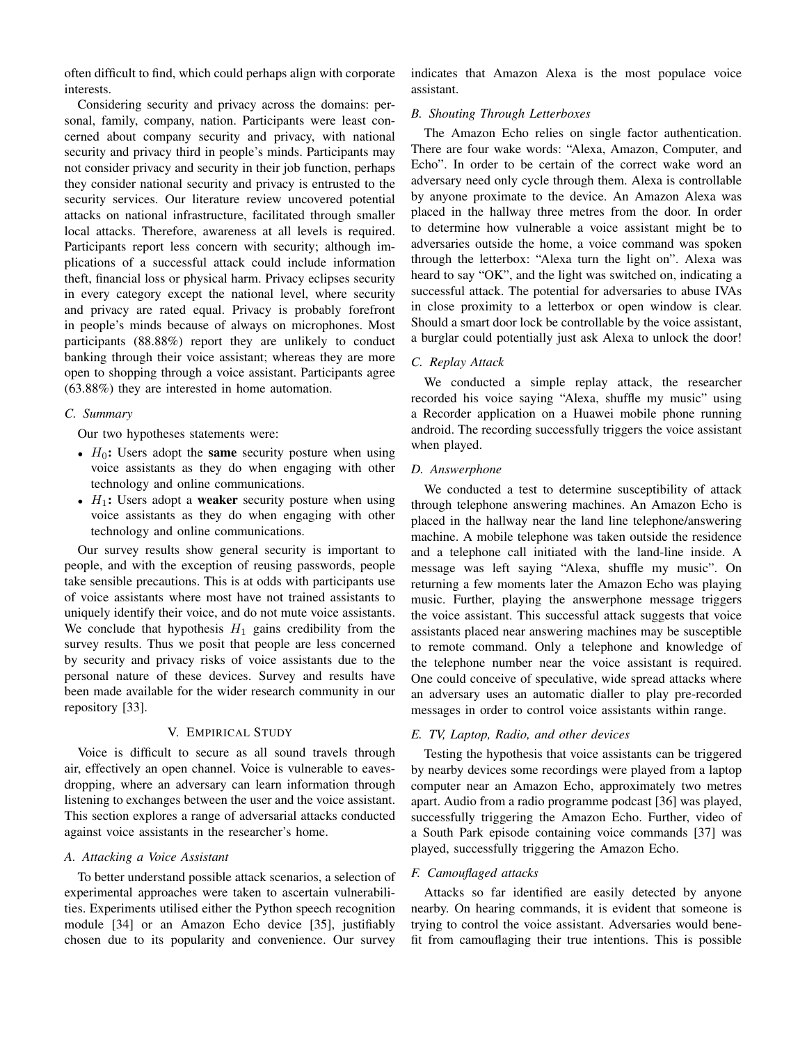often difficult to find, which could perhaps align with corporate interests.

Considering security and privacy across the domains: personal, family, company, nation. Participants were least concerned about company security and privacy, with national security and privacy third in people's minds. Participants may not consider privacy and security in their job function, perhaps they consider national security and privacy is entrusted to the security services. Our literature review uncovered potential attacks on national infrastructure, facilitated through smaller local attacks. Therefore, awareness at all levels is required. Participants report less concern with security; although implications of a successful attack could include information theft, financial loss or physical harm. Privacy eclipses security in every category except the national level, where security and privacy are rated equal. Privacy is probably forefront in people's minds because of always on microphones. Most participants (88.88%) report they are unlikely to conduct banking through their voice assistant; whereas they are more open to shopping through a voice assistant. Participants agree (63.88%) they are interested in home automation.

### C. Summary

Our two hypotheses statements were:

- $H_0$**:** Users adopt the **same** security posture when using voice assistants as they do when engaging with other technology and online communications.
- $H_1$**:** Users adopt a **weaker** security posture when using voice assistants as they do when engaging with other technology and online communications.

Our survey results show general security is important to people, and with the exception of reusing passwords, people take sensible precautions. This is at odds with participants use of voice assistants where most have not trained assistants to uniquely identify their voice, and do not mute voice assistants. We conclude that hypothesis $H_1$ gains credibility from the survey results. Thus we posit that people are less concerned by security and privacy risks of voice assistants due to the personal nature of these devices. Survey and results have been made available for the wider research community in our repository [33].

## V. Empirical Study

Voice is difficult to secure as all sound travels through air, effectively an open channel. Voice is vulnerable to eavesdropping, where an adversary can learn information through listening to exchanges between the user and the voice assistant. This section explores a range of adversarial attacks conducted against voice assistants in the researcher's home.

### A. Attacking a Voice Assistant

To better understand possible attack scenarios, a selection of experimental approaches were taken to ascertain vulnerabilities. Experiments utilised either the Python speech recognition module [34] or an Amazon Echo device [35], justifiably chosen due to its popularity and convenience. Our survey indicates that Amazon Alexa is the most populace voice assistant.

### B. Shouting Through Letterboxes

The Amazon Echo relies on single factor authentication. There are four wake words: "Alexa, Amazon, Computer, and Echo". In order to be certain of the correct wake word an adversary need only cycle through them. Alexa is controllable by anyone proximate to the device. An Amazon Alexa was placed in the hallway three metres from the door. In order to determine how vulnerable a voice assistant might be to adversaries outside the home, a voice command was spoken through the letterbox: "Alexa turn the light on". Alexa was heard to say "OK", and the light was switched on, indicating a successful attack. The potential for adversaries to abuse IVAs in close proximity to a letterbox or open window is clear. Should a smart door lock be controllable by the voice assistant, a burglar could potentially just ask Alexa to unlock the door!

### C. Replay Attack

We conducted a simple replay attack, the researcher recorded his voice saying "Alexa, shuffle my music" using a Recorder application on a Huawei mobile phone running android. The recording successfully triggers the voice assistant when played.

### D. Answerphone

We conducted a test to determine susceptibility of attack through telephone answering machines. An Amazon Echo is placed in the hallway near the land line telephone/answering machine. A mobile telephone was taken outside the residence and a telephone call initiated with the land-line inside. A message was left saying "Alexa, shuffle my music". On returning a few moments later the Amazon Echo was playing music. Further, playing the answerphone message triggers the voice assistant. This successful attack suggests that voice assistants placed near answering machines may be susceptible to remote command. Only a telephone and knowledge of the telephone number near the voice assistant is required. One could conceive of speculative, wide spread attacks where an adversary uses an automatic dialler to play pre-recorded messages in order to control voice assistants within range.

### E. TV, Laptop, Radio, and other devices

Testing the hypothesis that voice assistants can be triggered by nearby devices some recordings were played from a laptop computer near an Amazon Echo, approximately two metres apart. Audio from a radio programme podcast [36] was played, successfully triggering the Amazon Echo. Further, video of a South Park episode containing voice commands [37] was played, successfully triggering the Amazon Echo.

### F. Camouflaged attacks

Attacks so far identified are easily detected by anyone nearby. On hearing commands, it is evident that someone is trying to control the voice assistant. Adversaries would benefit from camouflaging their true intentions. This is possible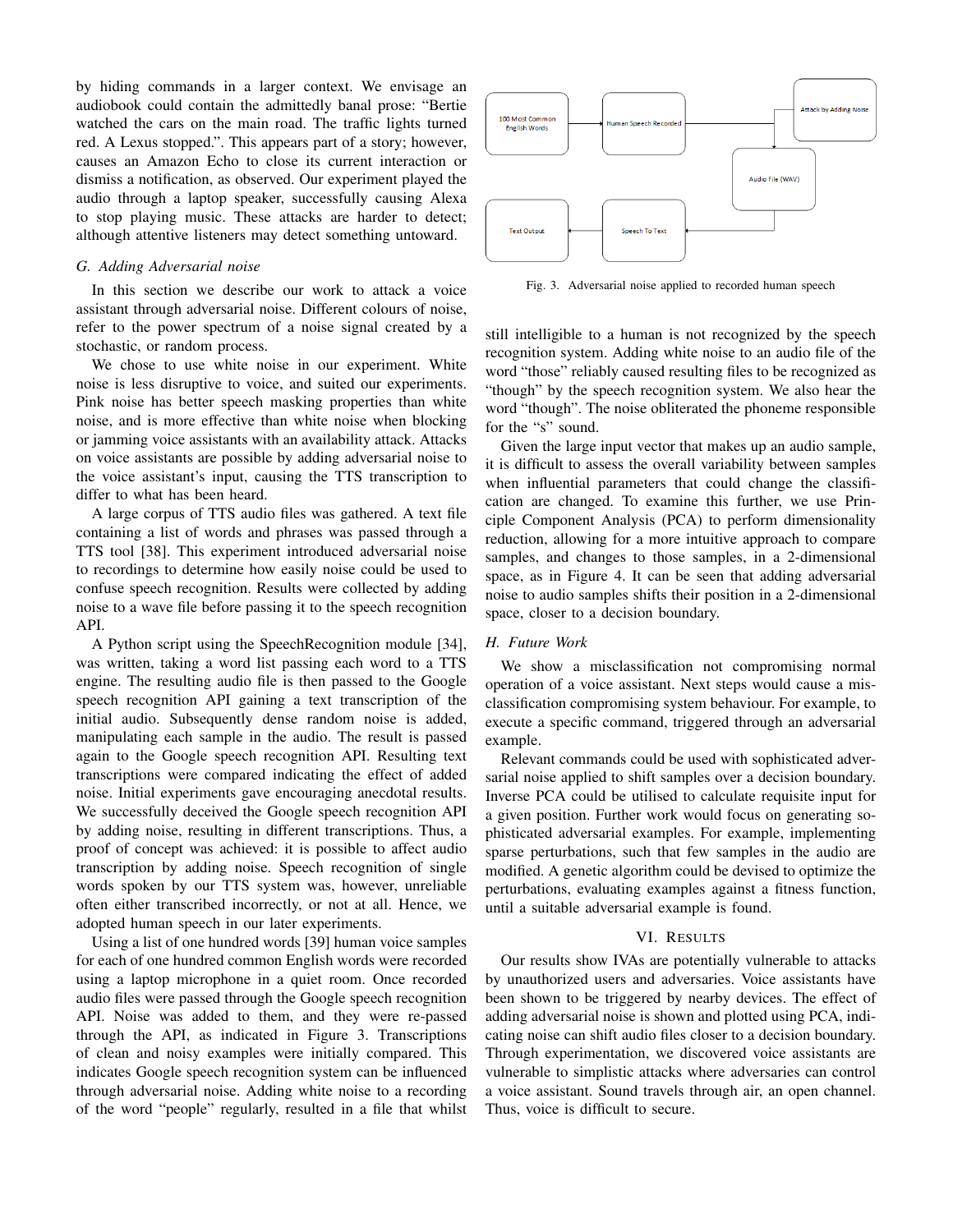by hiding commands in a larger context. We envisage an audiobook could contain the admittedly banal prose: "Bertie watched the cars on the main road. The traffic lights turned red. A Lexus stopped.". This appears part of a story; however, causes an Amazon Echo to close its current interaction or dismiss a notification, as observed. Our experiment played the audio through a laptop speaker, successfully causing Alexa to stop playing music. These attacks are harder to detect; although attentive listeners may detect something untoward.

### *G. Adding Adversarial noise*

In this section we describe our work to attack a voice assistant through adversarial noise. Different colours of noise, refer to the power spectrum of a noise signal created by a stochastic, or random process.

We chose to use white noise in our experiment. White noise is less disruptive to voice, and suited our experiments. Pink noise has better speech masking properties than white noise, and is more effective than white noise when blocking or jamming voice assistants with an availability attack. Attacks on voice assistants are possible by adding adversarial noise to the voice assistant's input, causing the TTS transcription to differ to what has been heard.

A large corpus of TTS audio files was gathered. A text file containing a list of words and phrases was passed through a TTS tool [38]. This experiment introduced adversarial noise to recordings to determine how easily noise could be used to confuse speech recognition. Results were collected by adding noise to a wave file before passing it to the speech recognition API.

A Python script using the SpeechRecognition module [34], was written, taking a word list passing each word to a TTS engine. The resulting audio file is then passed to the Google speech recognition API gaining a text transcription of the initial audio. Subsequently dense random noise is added, manipulating each sample in the audio. The result is passed again to the Google speech recognition API. Resulting text transcriptions were compared indicating the effect of added noise. Initial experiments gave encouraging anecdotal results. We successfully deceived the Google speech recognition API by adding noise, resulting in different transcriptions. Thus, a proof of concept was achieved: it is possible to affect audio transcription by adding noise. Speech recognition of single words spoken by our TTS system was, however, unreliable often either transcribed incorrectly, or not at all. Hence, we adopted human speech in our later experiments.

Using a list of one hundred words [39] human voice samples for each of one hundred common English words were recorded using a laptop microphone in a quiet room. Once recorded audio files were passed through the Google speech recognition API. Noise was added to them, and they were re-passed through the API, as indicated in Figure 3. Transcriptions of clean and noisy examples were initially compared. This indicates Google speech recognition system can be influenced through adversarial noise. Adding white noise to a recording of the word "people" regularly, resulted in a file that whilst still intelligible to a human is not recognized by the speech recognition system. Adding white noise to an audio file of the word "those" reliably caused resulting files to be recognized as "though" by the speech recognition system. We also hear the word "though". The noise obliterated the phoneme responsible for the "s" sound.

100 Most Common English Words → Human Speech Recorded → Attack by Adding Noise → Audio File (WAV) → Speech To Text → Text Output

Fig. 3. Adversarial noise applied to recorded human speech

Given the large input vector that makes up an audio sample, it is difficult to assess the overall variability between samples when influential parameters that could change the classification are changed. To examine this further, we use Principle Component Analysis (PCA) to perform dimensionality reduction, allowing for a more intuitive approach to compare samples, and changes to those samples, in a 2-dimensional space, as in Figure 4. It can be seen that adding adversarial noise to audio samples shifts their position in a 2-dimensional space, closer to a decision boundary.

### *H. Future Work*

We show a misclassification not compromising normal operation of a voice assistant. Next steps would cause a misclassification compromising system behaviour. For example, to execute a specific command, triggered through an adversarial example.

Relevant commands could be used with sophisticated adversarial noise applied to shift samples over a decision boundary. Inverse PCA could be utilised to calculate requisite input for a given position. Further work would focus on generating sophisticated adversarial examples. For example, implementing sparse perturbations, such that few samples in the audio are modified. A genetic algorithm could be devised to optimize the perturbations, evaluating examples against a fitness function, until a suitable adversarial example is found.

## VI. Results

Our results show IVAs are potentially vulnerable to attacks by unauthorized users and adversaries. Voice assistants have been shown to be triggered by nearby devices. The effect of adding adversarial noise is shown and plotted using PCA, indicating noise can shift audio files closer to a decision boundary. Through experimentation, we discovered voice assistants are vulnerable to simplistic attacks where adversaries can control a voice assistant. Sound travels through air, an open channel. Thus, voice is difficult to secure.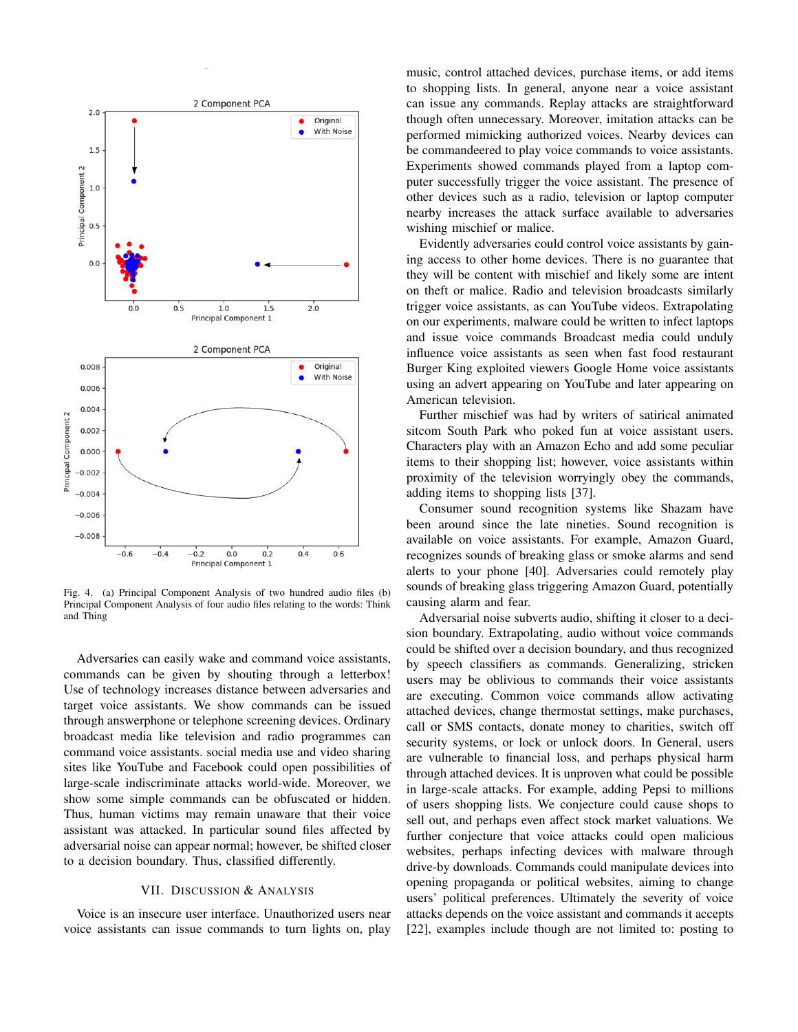Fig. 4. (a) Principal Component Analysis of two hundred audio files (b) Principal Component Analysis of four audio files relating to the words: Think and Thing

Adversaries can easily wake and command voice assistants, commands can be given by shouting through a letterbox! Use of technology increases distance between adversaries and target voice assistants. We show commands can be issued through answerphone or telephone screening devices. Ordinary broadcast media like television and radio programmes can command voice assistants. social media use and video sharing sites like YouTube and Facebook could open possibilities of large-scale indiscriminate attacks world-wide. Moreover, we show some simple commands can be obfuscated or hidden. Thus, human victims may remain unaware that their voice assistant was attacked. In particular sound files affected by adversarial noise can appear normal; however, be shifted closer to a decision boundary. Thus, classified differently.

## VII. Discussion & Analysis

Voice is an insecure user interface. Unauthorized users near voice assistants can issue commands to turn lights on, play music, control attached devices, purchase items, or add items to shopping lists. In general, anyone near a voice assistant can issue any commands. Replay attacks are straightforward though often unnecessary. Moreover, imitation attacks can be performed mimicking authorized voices. Nearby devices can be commandeered to play voice commands to voice assistants. Experiments showed commands played from a laptop computer successfully trigger the voice assistant. The presence of other devices such as a radio, television or laptop computer nearby increases the attack surface available to adversaries wishing mischief or malice.

Evidently adversaries could control voice assistants by gaining access to other home devices. There is no guarantee that they will be content with mischief and likely some are intent on theft or malice. Radio and television broadcasts similarly trigger voice assistants, as can YouTube videos. Extrapolating on our experiments, malware could be written to infect laptops and issue voice commands Broadcast media could unduly influence voice assistants as seen when fast food restaurant Burger King exploited viewers Google Home voice assistants using an advert appearing on YouTube and later appearing on American television.

Further mischief was had by writers of satirical animated sitcom South Park who poked fun at voice assistant users. Characters play with an Amazon Echo and add some peculiar items to their shopping list; however, voice assistants within proximity of the television worryingly obey the commands, adding items to shopping lists [37].

Consumer sound recognition systems like Shazam have been around since the late nineties. Sound recognition is available on voice assistants. For example, Amazon Guard, recognizes sounds of breaking glass or smoke alarms and send alerts to your phone [40]. Adversaries could remotely play sounds of breaking glass triggering Amazon Guard, potentially causing alarm and fear.

Adversarial noise subverts audio, shifting it closer to a decision boundary. Extrapolating, audio without voice commands could be shifted over a decision boundary, and thus recognized by speech classifiers as commands. Generalizing, stricken users may be oblivious to commands their voice assistants are executing. Common voice commands allow activating attached devices, change thermostat settings, make purchases, call or SMS contacts, donate money to charities, switch off security systems, or lock or unlock doors. In General, users are vulnerable to financial loss, and perhaps physical harm through attached devices. It is unproven what could be possible in large-scale attacks. For example, adding Pepsi to millions of users shopping lists. We conjecture could cause shops to sell out, and perhaps even affect stock market valuations. We further conjecture that voice attacks could open malicious websites, perhaps infecting devices with malware through drive-by downloads. Commands could manipulate devices into opening propaganda or political websites, aiming to change users' political preferences. Ultimately the severity of voice attacks depends on the voice assistant and commands it accepts [22], examples include though are not limited to: posting to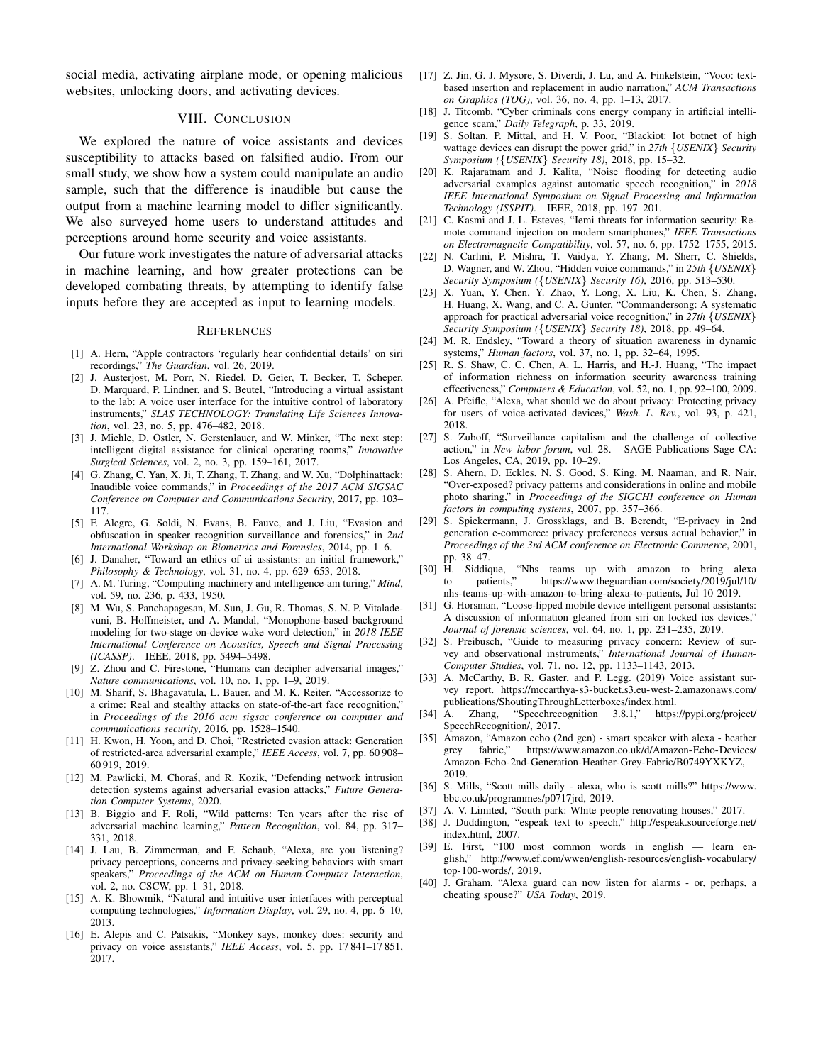social media, activating airplane mode, or opening malicious websites, unlocking doors, and activating devices.

## VIII. Conclusion

We explored the nature of voice assistants and devices susceptibility to attacks based on falsified audio. From our small study, we show how a system could manipulate an audio sample, such that the difference is inaudible but cause the output from a machine learning model to differ significantly. We also surveyed home users to understand attitudes and perceptions around home security and voice assistants.

Our future work investigates the nature of adversarial attacks in machine learning, and how greater protections can be developed combating threats, by attempting to identify false inputs before they are accepted as input to learning models.

## References

[1] A. Hern, "Apple contractors 'regularly hear confidential details' on siri recordings," *The Guardian*, vol. 26, 2019.

[2] J. Austerjost, M. Porr, N. Riedel, D. Geier, T. Becker, T. Scheper, D. Marquard, P. Lindner, and S. Beutel, "Introducing a virtual assistant to the lab: A voice user interface for the intuitive control of laboratory instruments," *SLAS TECHNOLOGY: Translating Life Sciences Innovation*, vol. 23, no. 5, pp. 476–482, 2018.

[3] J. Miehle, D. Ostler, N. Gerstenlauer, and W. Minker, "The next step: intelligent digital assistance for clinical operating rooms," *Innovative Surgical Sciences*, vol. 2, no. 3, pp. 159–161, 2017.

[4] G. Zhang, C. Yan, X. Ji, T. Zhang, T. Zhang, and W. Xu, "Dolphinattack: Inaudible voice commands," in *Proceedings of the 2017 ACM SIGSAC Conference on Computer and Communications Security*, 2017, pp. 103–117.

[5] F. Alegre, G. Soldi, N. Evans, B. Fauve, and J. Liu, "Evasion and obfuscation in speaker recognition surveillance and forensics," in *2nd International Workshop on Biometrics and Forensics*, 2014, pp. 1–6.

[6] J. Danaher, "Toward an ethics of ai assistants: an initial framework," *Philosophy & Technology*, vol. 31, no. 4, pp. 629–653, 2018.

[7] A. M. Turing, "Computing machinery and intelligence-am turing," *Mind*, vol. 59, no. 236, p. 433, 1950.

[8] M. Wu, S. Panchapagesan, M. Sun, J. Gu, R. Thomas, S. N. P. Vitaladevuni, B. Hoffmeister, and A. Mandal, "Monophone-based background modeling for two-stage on-device wake word detection," in *2018 IEEE International Conference on Acoustics, Speech and Signal Processing (ICASSP)*. IEEE, 2018, pp. 5494–5498.

[9] Z. Zhou and C. Firestone, "Humans can decipher adversarial images," *Nature communications*, vol. 10, no. 1, pp. 1–9, 2019.

[10] M. Sharif, S. Bhagavatula, L. Bauer, and M. K. Reiter, "Accessorize to a crime: Real and stealthy attacks on state-of-the-art face recognition," in *Proceedings of the 2016 acm sigsac conference on computer and communications security*, 2016, pp. 1528–1540.

[11] H. Kwon, H. Yoon, and D. Choi, "Restricted evasion attack: Generation of restricted-area adversarial example," *IEEE Access*, vol. 7, pp. 60 908–60 919, 2019.

[12] M. Pawlicki, M. Choraś, and R. Kozik, "Defending network intrusion detection systems against adversarial evasion attacks," *Future Generation Computer Systems*, 2020.

[13] B. Biggio and F. Roli, "Wild patterns: Ten years after the rise of adversarial machine learning," *Pattern Recognition*, vol. 84, pp. 317–331, 2018.

[14] J. Lau, B. Zimmerman, and F. Schaub, "Alexa, are you listening? privacy perceptions, concerns and privacy-seeking behaviors with smart speakers," *Proceedings of the ACM on Human-Computer Interaction*, vol. 2, no. CSCW, pp. 1–31, 2018.

[15] A. K. Bhowmik, "Natural and intuitive user interfaces with perceptual computing technologies," *Information Display*, vol. 29, no. 4, pp. 6–10, 2013.

[16] E. Alepis and C. Patsakis, "Monkey says, monkey does: security and privacy on voice assistants," *IEEE Access*, vol. 5, pp. 17 841–17 851, 2017.

[17] Z. Jin, G. J. Mysore, S. Diverdi, J. Lu, and A. Finkelstein, "Voco: text-based insertion and replacement in audio narration," *ACM Transactions on Graphics (TOG)*, vol. 36, no. 4, pp. 1–13, 2017.

[18] J. Titcomb, "Cyber criminals cons energy company in artificial intelligence scam," *Daily Telegraph*, p. 33, 2019.

[19] S. Soltan, P. Mittal, and H. V. Poor, "Blackiot: Iot botnet of high wattage devices can disrupt the power grid," in *27th {USENIX} Security Symposium ({USENIX} Security 18)*, 2018, pp. 15–32.

[20] K. Rajaratnam and J. Kalita, "Noise flooding for detecting audio adversarial examples against automatic speech recognition," in *2018 IEEE International Symposium on Signal Processing and Information Technology (ISSPIT)*. IEEE, 2018, pp. 197–201.

[21] C. Kasmi and J. L. Esteves, "Iemi threats for information security: Remote command injection on modern smartphones," *IEEE Transactions on Electromagnetic Compatibility*, vol. 57, no. 6, pp. 1752–1755, 2015.

[22] N. Carlini, P. Mishra, T. Vaidya, Y. Zhang, M. Sherr, C. Shields, D. Wagner, and W. Zhou, "Hidden voice commands," in *25th {USENIX} Security Symposium ({USENIX} Security 16)*, 2016, pp. 513–530.

[23] X. Yuan, Y. Chen, Y. Zhao, Y. Long, X. Liu, K. Chen, S. Zhang, H. Huang, X. Wang, and C. A. Gunter, "Commandersong: A systematic approach for practical adversarial voice recognition," in *27th {USENIX} Security Symposium ({USENIX} Security 18)*, 2018, pp. 49–64.

[24] M. R. Endsley, "Toward a theory of situation awareness in dynamic systems," *Human factors*, vol. 37, no. 1, pp. 32–64, 1995.

[25] R. S. Shaw, C. C. Chen, A. L. Harris, and H.-J. Huang, "The impact of information richness on information security awareness training effectiveness," *Computers & Education*, vol. 52, no. 1, pp. 92–100, 2009.

[26] A. Pfeifle, "Alexa, what should we do about privacy: Protecting privacy for users of voice-activated devices," *Wash. L. Rev.*, vol. 93, p. 421, 2018.

[27] S. Zuboff, "Surveillance capitalism and the challenge of collective action," in *New labor forum*, vol. 28. SAGE Publications Sage CA: Los Angeles, CA, 2019, pp. 10–29.

[28] S. Ahern, D. Eckles, N. S. Good, S. King, M. Naaman, and R. Nair, "Over-exposed? privacy patterns and considerations in online and mobile photo sharing," in *Proceedings of the SIGCHI conference on Human factors in computing systems*, 2007, pp. 357–366.

[29] S. Spiekermann, J. Grossklags, and B. Berendt, "E-privacy in 2nd generation e-commerce: privacy preferences versus actual behavior," in *Proceedings of the 3rd ACM conference on Electronic Commerce*, 2001, pp. 38–47.

[30] H. Siddique, "Nhs teams up with amazon to bring alexa to patients," https://www.theguardian.com/society/2019/jul/10/nhs-teams-up-with-amazon-to-bring-alexa-to-patients, Jul 10 2019.

[31] G. Horsman, "Loose-lipped mobile device intelligent personal assistants: A discussion of information gleaned from siri on locked ios devices," *Journal of forensic sciences*, vol. 64, no. 1, pp. 231–235, 2019.

[32] S. Preibusch, "Guide to measuring privacy concern: Review of survey and observational instruments," *International Journal of Human-Computer Studies*, vol. 71, no. 12, pp. 1133–1143, 2013.

[33] A. McCarthy, B. R. Gaster, and P. Legg. (2019) Voice assistant survey report. https://mccarthya-s3-bucket.s3.eu-west-2.amazonaws.com/publications/ShoutingThroughLetterboxes/index.html.

[34] A. Zhang, "Speechrecognition 3.8.1," https://pypi.org/project/SpeechRecognition/, 2017.

[35] Amazon, "Amazon echo (2nd gen) - smart speaker with alexa - heather grey fabric," https://www.amazon.co.uk/d/Amazon-Echo-Devices/Amazon-Echo-2nd-Generation-Heather-Grey-Fabric/B0749YXKYZ, 2019.

[36] S. Mills, "Scott mills daily - alexa, who is scott mills?" https://www.bbc.co.uk/programmes/p0717jrd, 2019.

[37] A. V. Limited, "South park: White people renovating houses," 2017.

[38] J. Duddington, "espeak text to speech," http://espeak.sourceforge.net/index.html, 2007.

[39] E. First, "100 most common words in english — learn english," http://www.ef.com/wwen/english-resources/english-vocabulary/top-100-words/, 2019.

[40] J. Graham, "Alexa guard can now listen for alarms - or, perhaps, a cheating spouse?" *USA Today*, 2019.